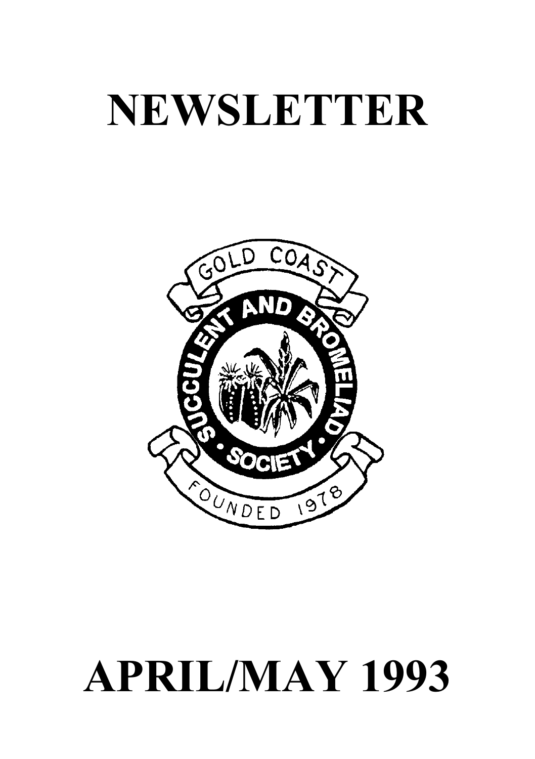# NEWSLETTER

GOLD COAST

SUCCULENT AND BROMELIAD

• SOCIETY •

FOUNDED 1978

# APRIL/MAY 1993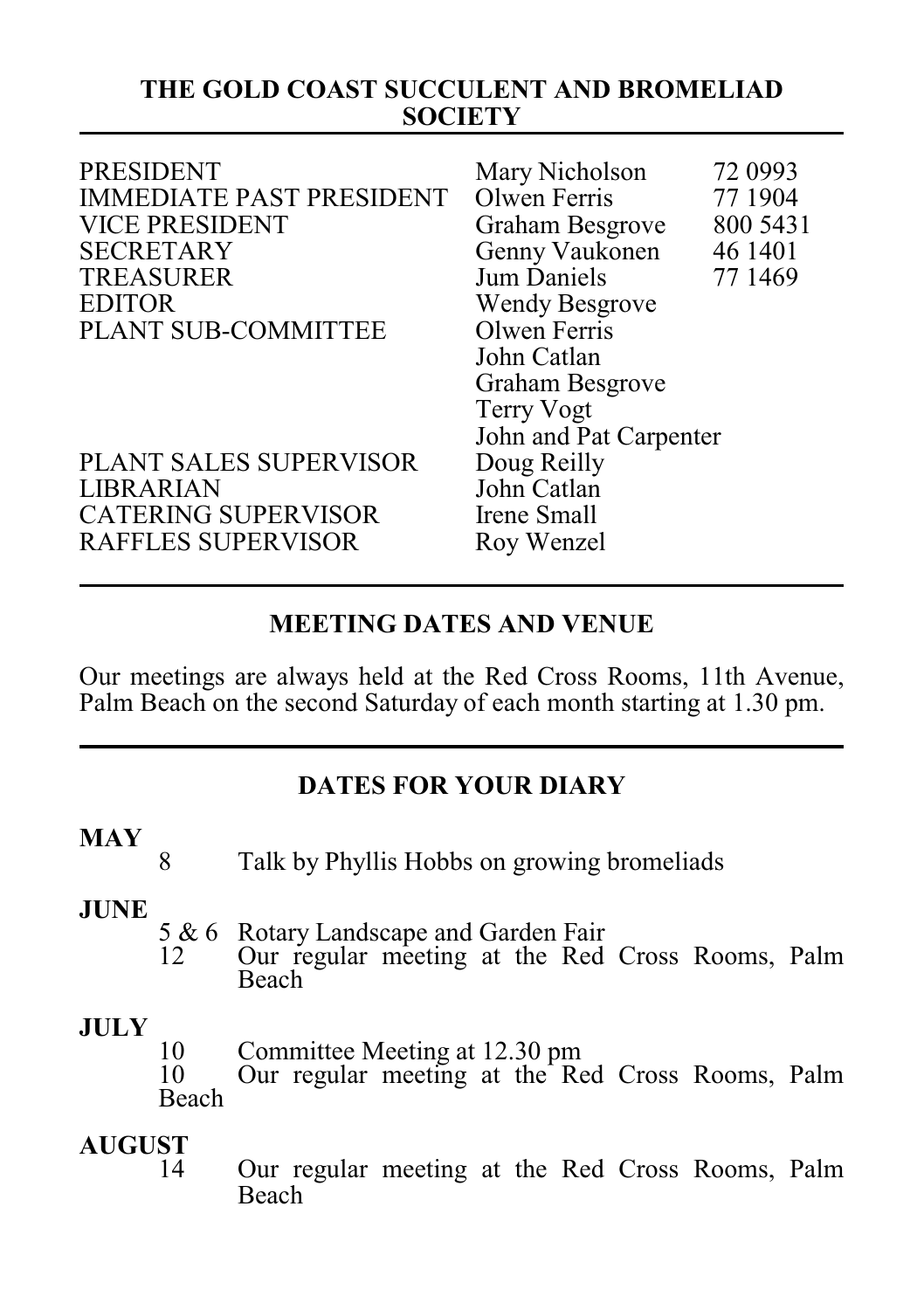## THE GOLD COAST SUCCULENT AND BROMELIAD SOCIETY

| | | |
|---|---|---|
| PRESIDENT | Mary Nicholson | 72 0993 |
| IMMEDIATE PAST PRESIDENT | Olwen Ferris | 77 1904 |
| VICE PRESIDENT | Graham Besgrove | 800 5431 |
| SECRETARY | Genny Vaukonen | 46 1401 |
| TREASURER | Jum Daniels | 77 1469 |
| EDITOR | Wendy Besgrove | |
| PLANT SUB-COMMITTEE | Olwen Ferris | |
| | John Catlan | |
| | Graham Besgrove | |
| | Terry Vogt | |
| | John and Pat Carpenter | |
| PLANT SALES SUPERVISOR | Doug Reilly | |
| LIBRARIAN | John Catlan | |
| CATERING SUPERVISOR | Irene Small | |
| RAFFLES SUPERVISOR | Roy Wenzel | |

### MEETING DATES AND VENUE

Our meetings are always held at the Red Cross Rooms, 11th Avenue, Palm Beach on the second Saturday of each month starting at 1.30 pm.

### DATES FOR YOUR DIARY

**MAY**

8 Talk by Phyllis Hobbs on growing bromeliads

**JUNE**

5 & 6 Rotary Landscape and Garden Fair

12 Our regular meeting at the Red Cross Rooms, Palm Beach

**JULY**

10 Committee Meeting at 12.30 pm

10 Our regular meeting at the Red Cross Rooms, Palm Beach

**AUGUST**

14 Our regular meeting at the Red Cross Rooms, Palm Beach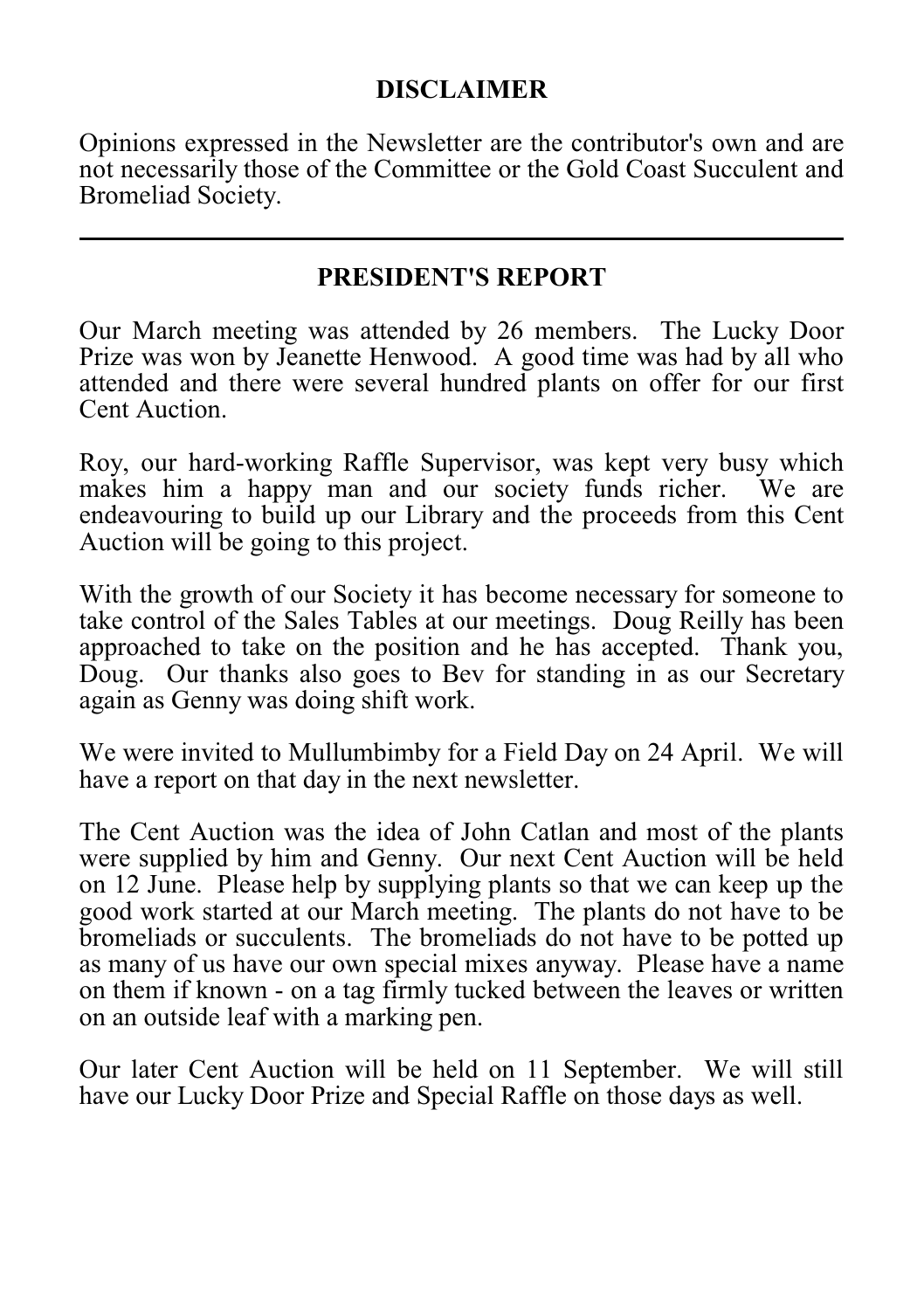## DISCLAIMER

Opinions expressed in the Newsletter are the contributor's own and are not necessarily those of the Committee or the Gold Coast Succulent and Bromeliad Society.

---

## PRESIDENT'S REPORT

Our March meeting was attended by 26 members. The Lucky Door Prize was won by Jeanette Henwood. A good time was had by all who attended and there were several hundred plants on offer for our first Cent Auction.

Roy, our hard-working Raffle Supervisor, was kept very busy which makes him a happy man and our society funds richer. We are endeavouring to build up our Library and the proceeds from this Cent Auction will be going to this project.

With the growth of our Society it has become necessary for someone to take control of the Sales Tables at our meetings. Doug Reilly has been approached to take on the position and he has accepted. Thank you, Doug. Our thanks also goes to Bev for standing in as our Secretary again as Genny was doing shift work.

We were invited to Mullumbimby for a Field Day on 24 April. We will have a report on that day in the next newsletter.

The Cent Auction was the idea of John Catlan and most of the plants were supplied by him and Genny. Our next Cent Auction will be held on 12 June. Please help by supplying plants so that we can keep up the good work started at our March meeting. The plants do not have to be bromeliads or succulents. The bromeliads do not have to be potted up as many of us have our own special mixes anyway. Please have a name on them if known - on a tag firmly tucked between the leaves or written on an outside leaf with a marking pen.

Our later Cent Auction will be held on 11 September. We will still have our Lucky Door Prize and Special Raffle on those days as well.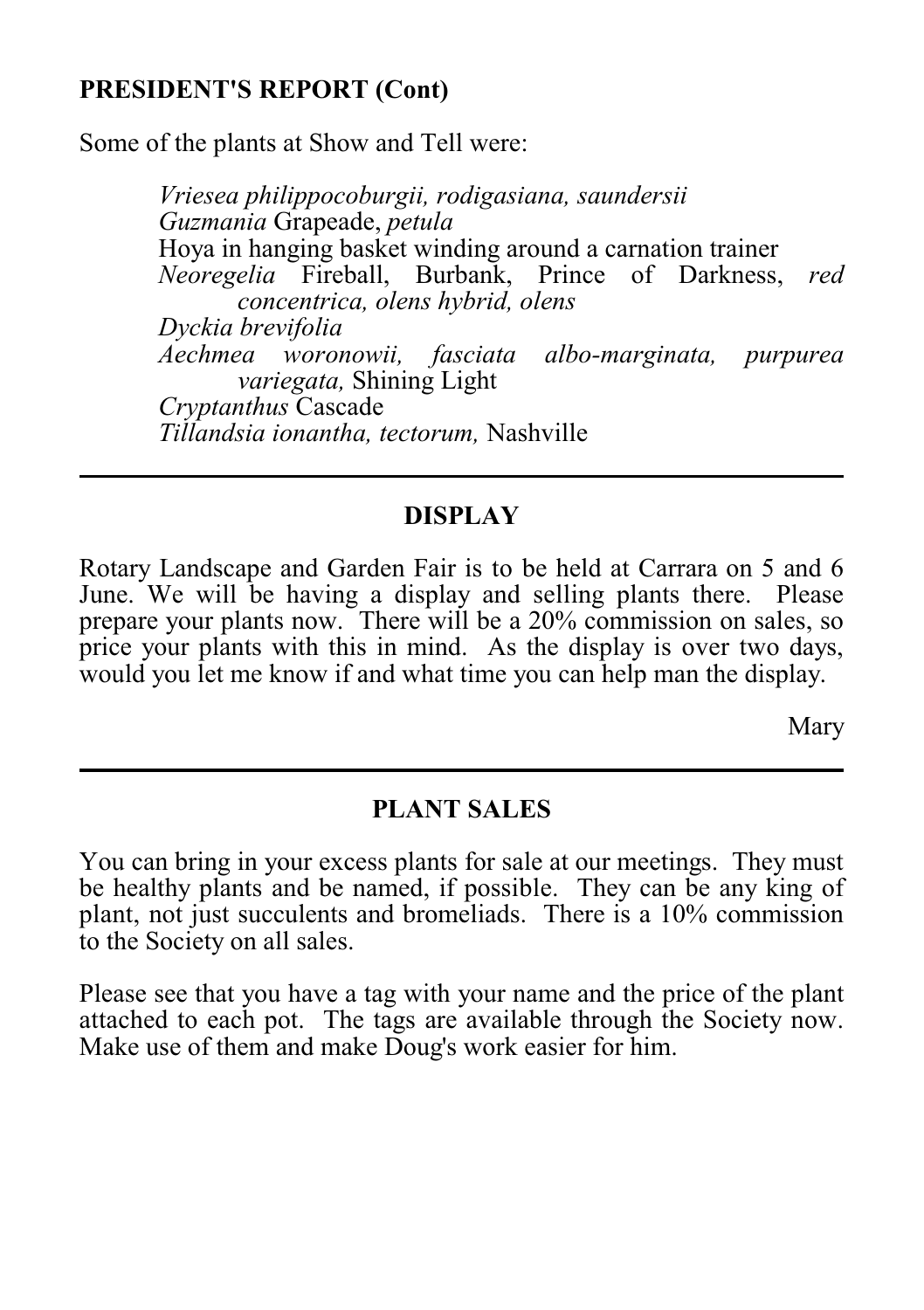## PRESIDENT'S REPORT (Cont)

Some of the plants at Show and Tell were:

*Vriesea philippocoburgii, rodigasiana, saundersii*
*Guzmania* Grapeade, *petula*
Hoya in hanging basket winding around a carnation trainer
*Neoregelia* Fireball, Burbank, Prince of Darkness, *red concentrica, olens hybrid, olens*
*Dyckia brevifolia*
*Aechmea woronowii, fasciata albo-marginata, purpurea variegata,* Shining Light
*Cryptanthus* Cascade
*Tillandsia ionantha, tectorum,* Nashville

---

## DISPLAY

Rotary Landscape and Garden Fair is to be held at Carrara on 5 and 6 June. We will be having a display and selling plants there. Please prepare your plants now. There will be a 20% commission on sales, so price your plants with this in mind. As the display is over two days, would you let me know if and what time you can help man the display.

Mary

---

## PLANT SALES

You can bring in your excess plants for sale at our meetings. They must be healthy plants and be named, if possible. They can be any king of plant, not just succulents and bromeliads. There is a 10% commission to the Society on all sales.

Please see that you have a tag with your name and the price of the plant attached to each pot. The tags are available through the Society now. Make use of them and make Doug's work easier for him.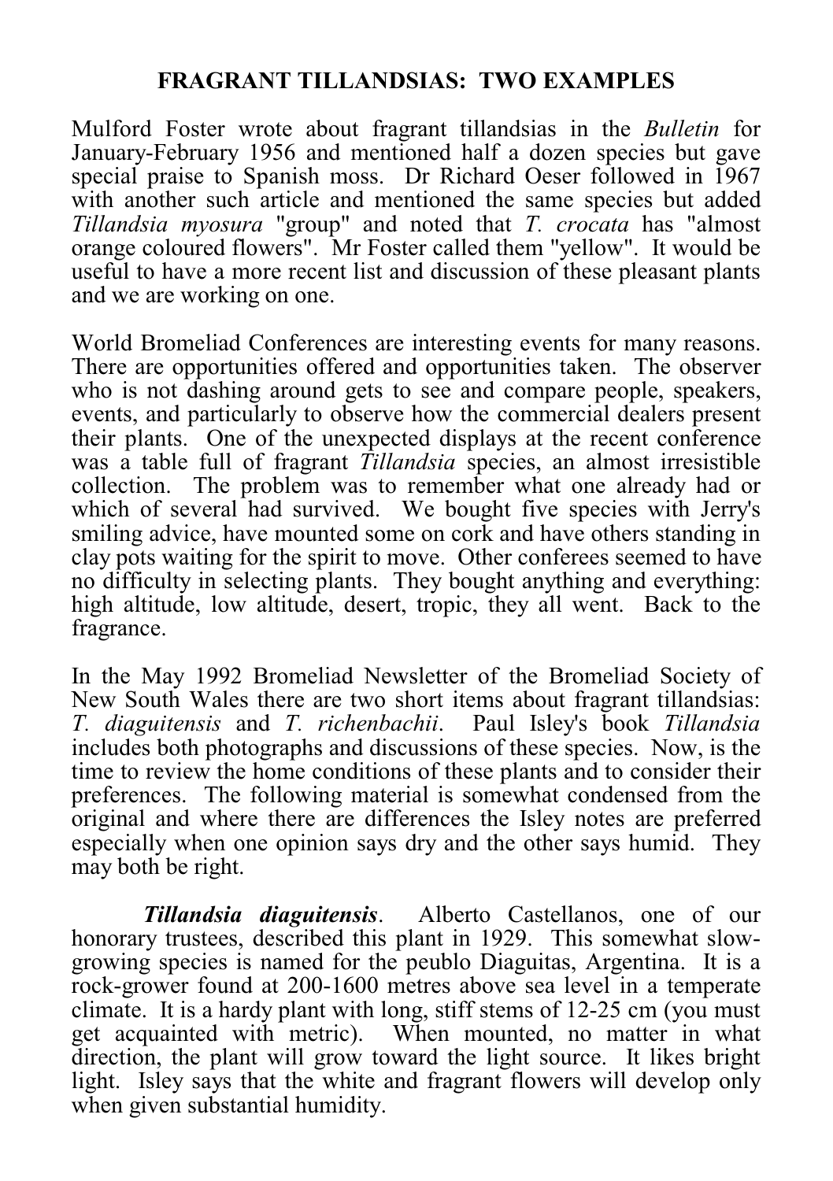## FRAGRANT TILLANDSIAS: TWO EXAMPLES

Mulford Foster wrote about fragrant tillandsias in the *Bulletin* for January-February 1956 and mentioned half a dozen species but gave special praise to Spanish moss. Dr Richard Oeser followed in 1967 with another such article and mentioned the same species but added *Tillandsia myosura* "group" and noted that *T. crocata* has "almost orange coloured flowers". Mr Foster called them "yellow". It would be useful to have a more recent list and discussion of these pleasant plants and we are working on one.

World Bromeliad Conferences are interesting events for many reasons. There are opportunities offered and opportunities taken. The observer who is not dashing around gets to see and compare people, speakers, events, and particularly to observe how the commercial dealers present their plants. One of the unexpected displays at the recent conference was a table full of fragrant *Tillandsia* species, an almost irresistible collection. The problem was to remember what one already had or which of several had survived. We bought five species with Jerry's smiling advice, have mounted some on cork and have others standing in clay pots waiting for the spirit to move. Other conferees seemed to have no difficulty in selecting plants. They bought anything and everything: high altitude, low altitude, desert, tropic, they all went. Back to the fragrance.

In the May 1992 Bromeliad Newsletter of the Bromeliad Society of New South Wales there are two short items about fragrant tillandsias: *T. diaguitensis* and *T. richenbachii*. Paul Isley's book *Tillandsia* includes both photographs and discussions of these species. Now, is the time to review the home conditions of these plants and to consider their preferences. The following material is somewhat condensed from the original and where there are differences the Isley notes are preferred especially when one opinion says dry and the other says humid. They may both be right.

***Tillandsia diaguitensis***. Alberto Castellanos, one of our honorary trustees, described this plant in 1929. This somewhat slow-growing species is named for the peublo Diaguitas, Argentina. It is a rock-grower found at 200-1600 metres above sea level in a temperate climate. It is a hardy plant with long, stiff stems of 12-25 cm (you must get acquainted with metric). When mounted, no matter in what direction, the plant will grow toward the light source. It likes bright light. Isley says that the white and fragrant flowers will develop only when given substantial humidity.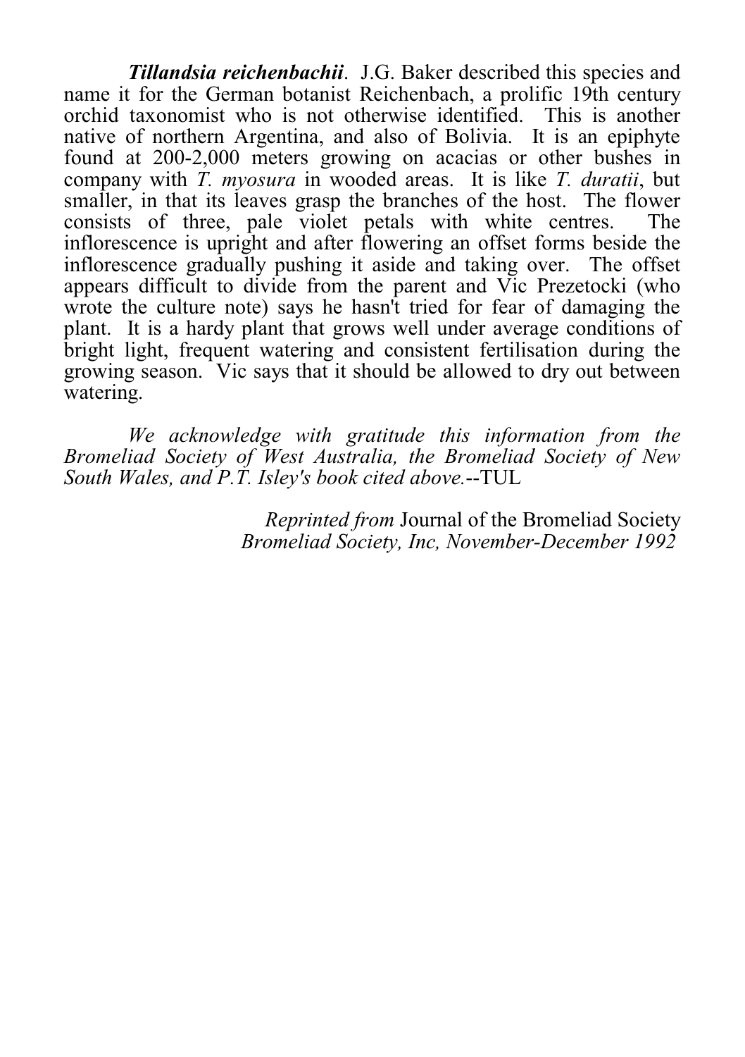***Tillandsia reichenbachii***. J.G. Baker described this species and name it for the German botanist Reichenbach, a prolific 19th century orchid taxonomist who is not otherwise identified. This is another native of northern Argentina, and also of Bolivia. It is an epiphyte found at 200-2,000 meters growing on acacias or other bushes in company with *T. myosura* in wooded areas. It is like *T. duratii*, but smaller, in that its leaves grasp the branches of the host. The flower consists of three, pale violet petals with white centres. The inflorescence is upright and after flowering an offset forms beside the inflorescence gradually pushing it aside and taking over. The offset appears difficult to divide from the parent and Vic Prezetocki (who wrote the culture note) says he hasn't tried for fear of damaging the plant. It is a hardy plant that grows well under average conditions of bright light, frequent watering and consistent fertilisation during the growing season. Vic says that it should be allowed to dry out between watering.

*We acknowledge with gratitude this information from the Bromeliad Society of West Australia, the Bromeliad Society of New South Wales, and P.T. Isley's book cited above.*--TUL

*Reprinted from* Journal of the Bromeliad Society
*Bromeliad Society, Inc, November-December 1992*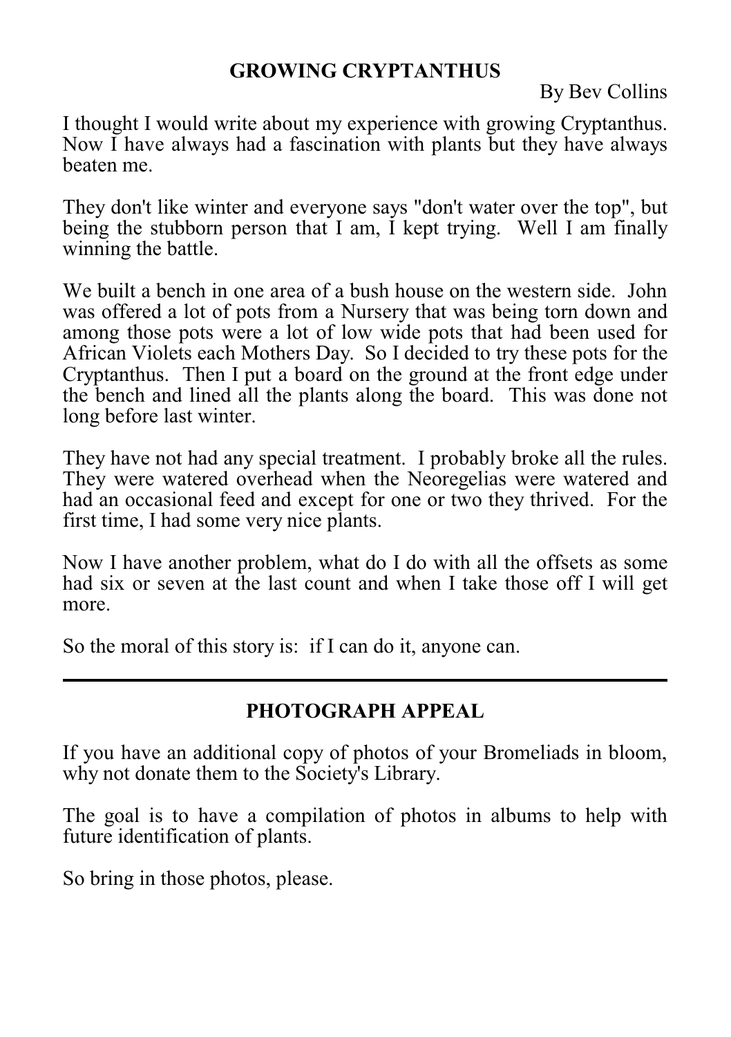## GROWING CRYPTANTHUS

By Bev Collins

I thought I would write about my experience with growing Cryptanthus. Now I have always had a fascination with plants but they have always beaten me.

They don't like winter and everyone says "don't water over the top", but being the stubborn person that I am, I kept trying. Well I am finally winning the battle.

We built a bench in one area of a bush house on the western side. John was offered a lot of pots from a Nursery that was being torn down and among those pots were a lot of low wide pots that had been used for African Violets each Mothers Day. So I decided to try these pots for the Cryptanthus. Then I put a board on the ground at the front edge under the bench and lined all the plants along the board. This was done not long before last winter.

They have not had any special treatment. I probably broke all the rules. They were watered overhead when the Neoregelias were watered and had an occasional feed and except for one or two they thrived. For the first time, I had some very nice plants.

Now I have another problem, what do I do with all the offsets as some had six or seven at the last count and when I take those off I will get more.

So the moral of this story is: if I can do it, anyone can.

---

## PHOTOGRAPH APPEAL

If you have an additional copy of photos of your Bromeliads in bloom, why not donate them to the Society's Library.

The goal is to have a compilation of photos in albums to help with future identification of plants.

So bring in those photos, please.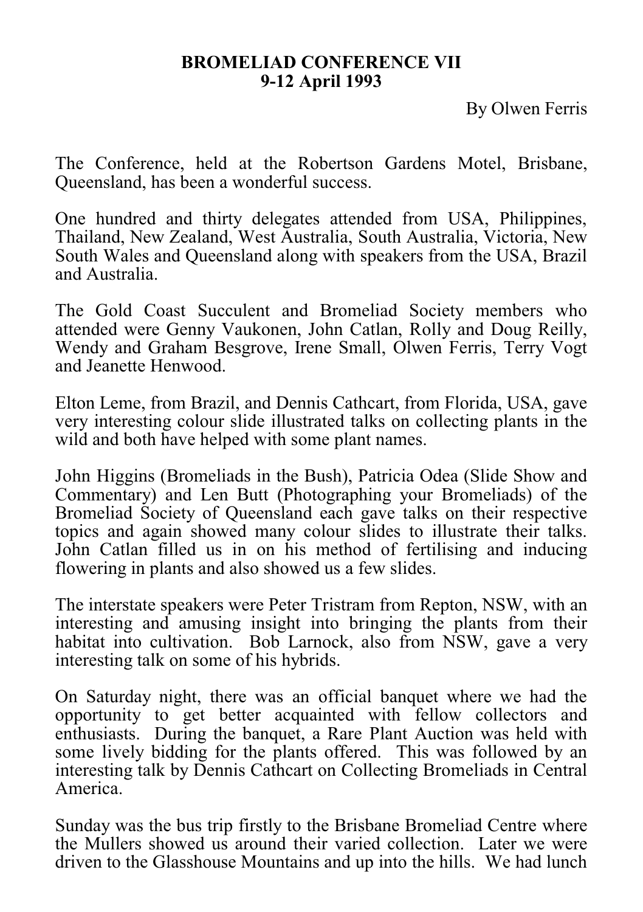**BROMELIAD CONFERENCE VII**
**9-12 April 1993**

By Olwen Ferris

The Conference, held at the Robertson Gardens Motel, Brisbane, Queensland, has been a wonderful success.

One hundred and thirty delegates attended from USA, Philippines, Thailand, New Zealand, West Australia, South Australia, Victoria, New South Wales and Queensland along with speakers from the USA, Brazil and Australia.

The Gold Coast Succulent and Bromeliad Society members who attended were Genny Vaukonen, John Catlan, Rolly and Doug Reilly, Wendy and Graham Besgrove, Irene Small, Olwen Ferris, Terry Vogt and Jeanette Henwood.

Elton Leme, from Brazil, and Dennis Cathcart, from Florida, USA, gave very interesting colour slide illustrated talks on collecting plants in the wild and both have helped with some plant names.

John Higgins (Bromeliads in the Bush), Patricia Odea (Slide Show and Commentary) and Len Butt (Photographing your Bromeliads) of the Bromeliad Society of Queensland each gave talks on their respective topics and again showed many colour slides to illustrate their talks. John Catlan filled us in on his method of fertilising and inducing flowering in plants and also showed us a few slides.

The interstate speakers were Peter Tristram from Repton, NSW, with an interesting and amusing insight into bringing the plants from their habitat into cultivation. Bob Larnock, also from NSW, gave a very interesting talk on some of his hybrids.

On Saturday night, there was an official banquet where we had the opportunity to get better acquainted with fellow collectors and enthusiasts. During the banquet, a Rare Plant Auction was held with some lively bidding for the plants offered. This was followed by an interesting talk by Dennis Cathcart on Collecting Bromeliads in Central America.

Sunday was the bus trip firstly to the Brisbane Bromeliad Centre where the Mullers showed us around their varied collection. Later we were driven to the Glasshouse Mountains and up into the hills. We had lunch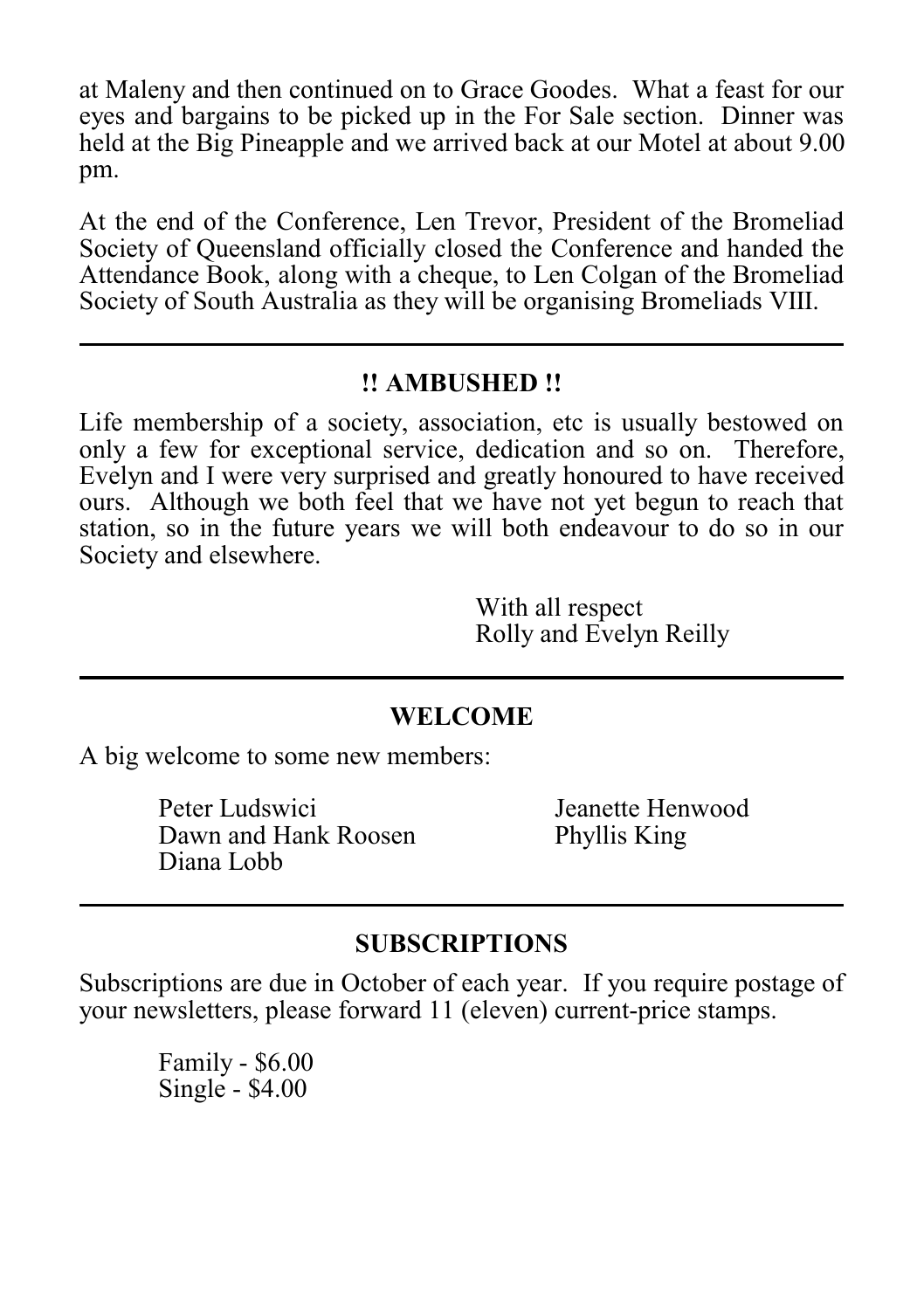at Maleny and then continued on to Grace Goodes. What a feast for our eyes and bargains to be picked up in the For Sale section. Dinner was held at the Big Pineapple and we arrived back at our Motel at about 9.00 pm.

At the end of the Conference, Len Trevor, President of the Bromeliad Society of Queensland officially closed the Conference and handed the Attendance Book, along with a cheque, to Len Colgan of the Bromeliad Society of South Australia as they will be organising Bromeliads VIII.

---

## !! AMBUSHED !!

Life membership of a society, association, etc is usually bestowed on only a few for exceptional service, dedication and so on. Therefore, Evelyn and I were very surprised and greatly honoured to have received ours. Although we both feel that we have not yet begun to reach that station, so in the future years we will both endeavour to do so in our Society and elsewhere.

With all respect
Rolly and Evelyn Reilly

---

## WELCOME

A big welcome to some new members:

- Peter Ludswici
- Dawn and Hank Roosen
- Diana Lobb
- Jeanette Henwood
- Phyllis King

---

## SUBSCRIPTIONS

Subscriptions are due in October of each year. If you require postage of your newsletters, please forward 11 (eleven) current-price stamps.

Family - $6.00
Single - $4.00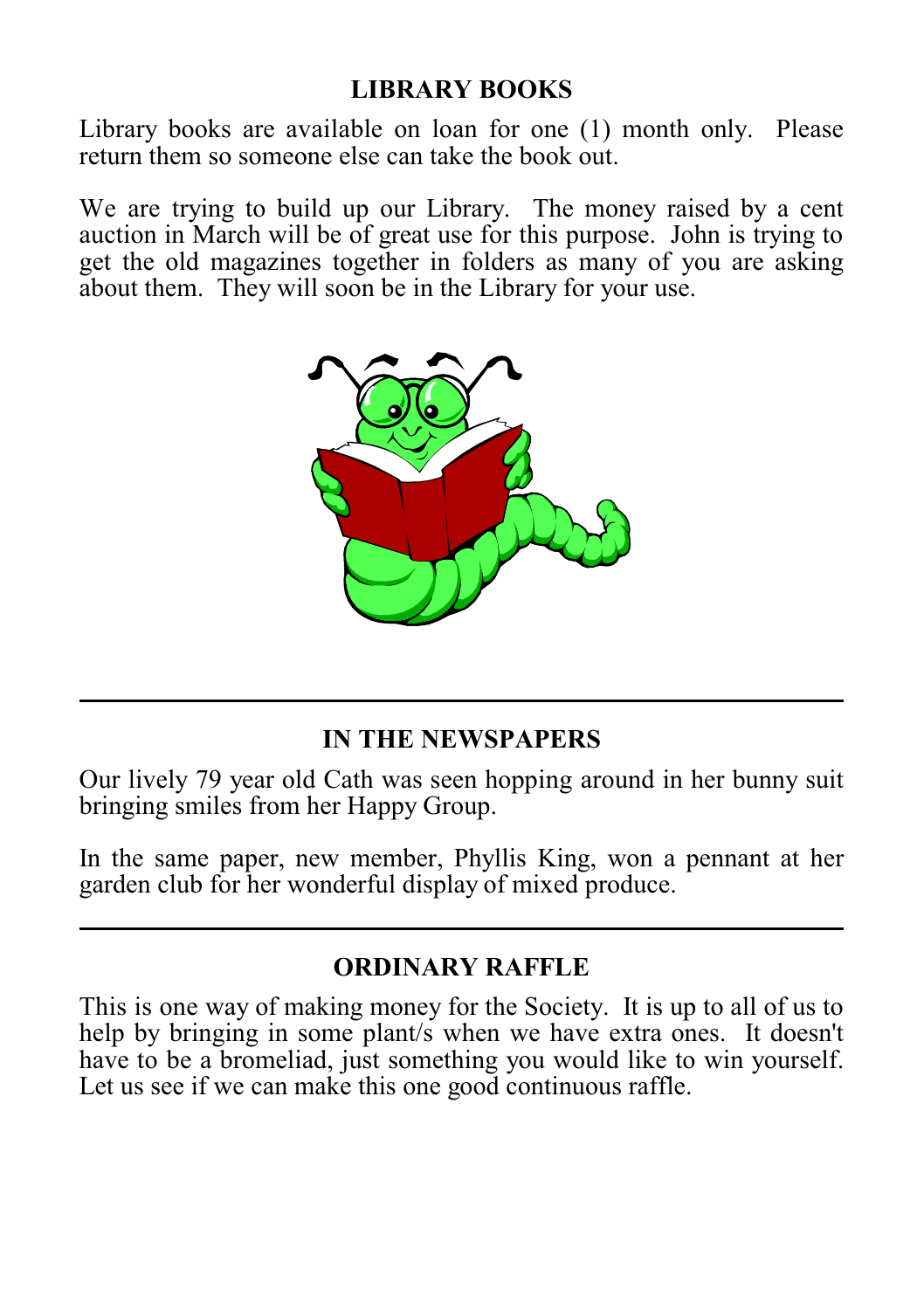## LIBRARY BOOKS

Library books are available on loan for one (1) month only. Please return them so someone else can take the book out.

We are trying to build up our Library. The money raised by a cent auction in March will be of great use for this purpose. John is trying to get the old magazines together in folders as many of you are asking about them. They will soon be in the Library for your use.

---

## IN THE NEWSPAPERS

Our lively 79 year old Cath was seen hopping around in her bunny suit bringing smiles from her Happy Group.

In the same paper, new member, Phyllis King, won a pennant at her garden club for her wonderful display of mixed produce.

---

## ORDINARY RAFFLE

This is one way of making money for the Society. It is up to all of us to help by bringing in some plant/s when we have extra ones. It doesn't have to be a bromeliad, just something you would like to win yourself. Let us see if we can make this one good continuous raffle.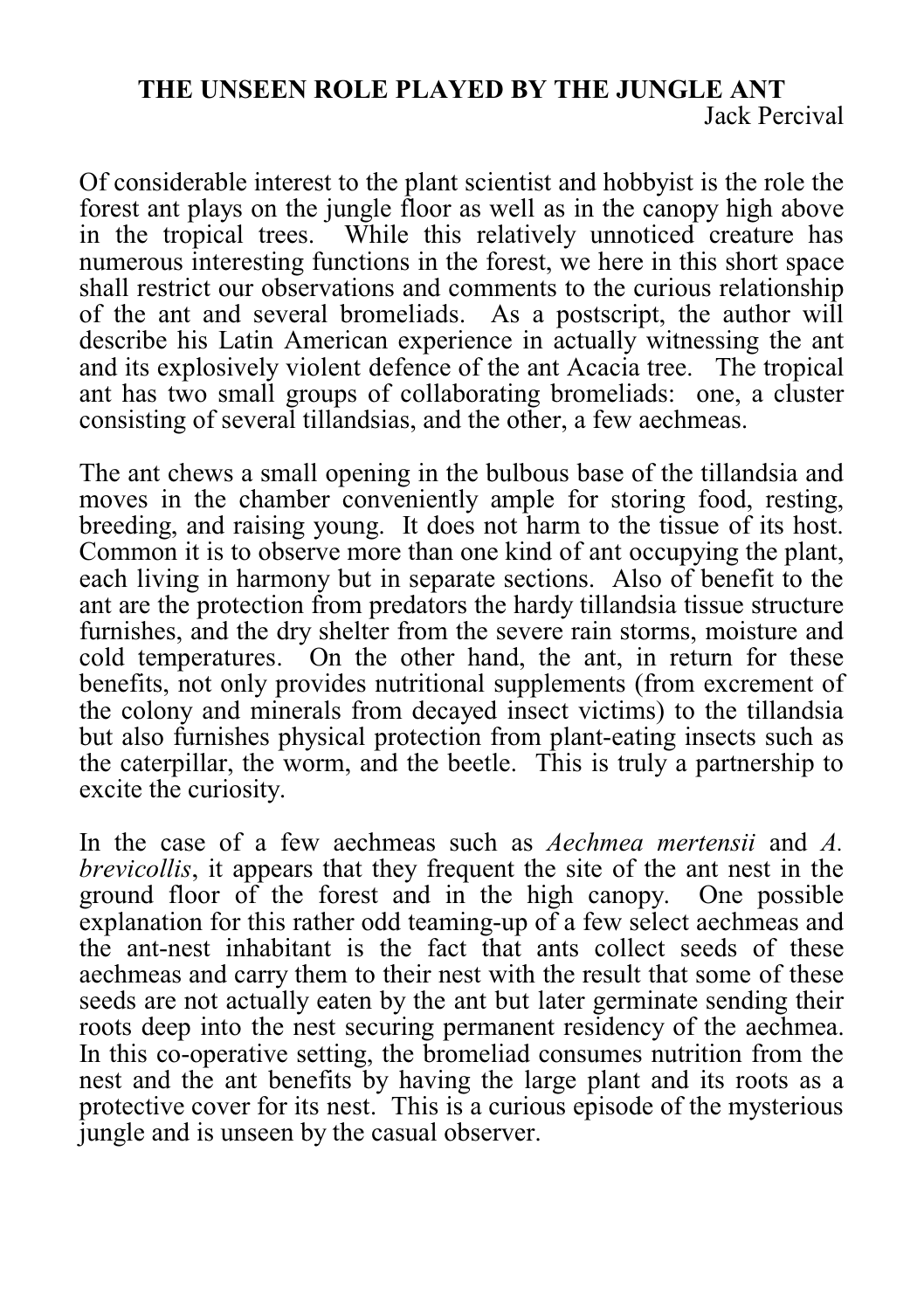## THE UNSEEN ROLE PLAYED BY THE JUNGLE ANT

Jack Percival

Of considerable interest to the plant scientist and hobbyist is the role the forest ant plays on the jungle floor as well as in the canopy high above in the tropical trees. While this relatively unnoticed creature has numerous interesting functions in the forest, we here in this short space shall restrict our observations and comments to the curious relationship of the ant and several bromeliads. As a postscript, the author will describe his Latin American experience in actually witnessing the ant and its explosively violent defence of the ant Acacia tree. The tropical ant has two small groups of collaborating bromeliads: one, a cluster consisting of several tillandsias, and the other, a few aechmeas.

The ant chews a small opening in the bulbous base of the tillandsia and moves in the chamber conveniently ample for storing food, resting, breeding, and raising young. It does not harm to the tissue of its host. Common it is to observe more than one kind of ant occupying the plant, each living in harmony but in separate sections. Also of benefit to the ant are the protection from predators the hardy tillandsia tissue structure furnishes, and the dry shelter from the severe rain storms, moisture and cold temperatures. On the other hand, the ant, in return for these benefits, not only provides nutritional supplements (from excrement of the colony and minerals from decayed insect victims) to the tillandsia but also furnishes physical protection from plant-eating insects such as the caterpillar, the worm, and the beetle. This is truly a partnership to excite the curiosity.

In the case of a few aechmeas such as *Aechmea mertensii* and *A. brevicollis*, it appears that they frequent the site of the ant nest in the ground floor of the forest and in the high canopy. One possible explanation for this rather odd teaming-up of a few select aechmeas and the ant-nest inhabitant is the fact that ants collect seeds of these aechmeas and carry them to their nest with the result that some of these seeds are not actually eaten by the ant but later germinate sending their roots deep into the nest securing permanent residency of the aechmea. In this co-operative setting, the bromeliad consumes nutrition from the nest and the ant benefits by having the large plant and its roots as a protective cover for its nest. This is a curious episode of the mysterious jungle and is unseen by the casual observer.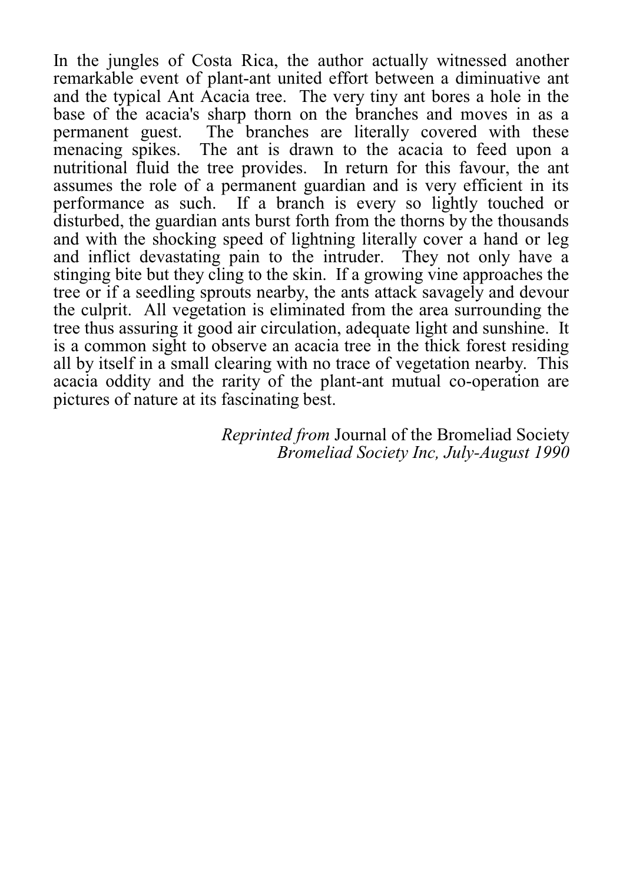In the jungles of Costa Rica, the author actually witnessed another remarkable event of plant-ant united effort between a diminutive ant and the typical Ant Acacia tree. The very tiny ant bores a hole in the base of the acacia's sharp thorn on the branches and moves in as a permanent guest. The branches are literally covered with these menacing spikes. The ant is drawn to the acacia to feed upon a nutritional fluid the tree provides. In return for this favour, the ant assumes the role of a permanent guardian and is very efficient in its performance as such. If a branch is every so lightly touched or disturbed, the guardian ants burst forth from the thorns by the thousands and with the shocking speed of lightning literally cover a hand or leg and inflict devastating pain to the intruder. They not only have a stinging bite but they cling to the skin. If a growing vine approaches the tree or if a seedling sprouts nearby, the ants attack savagely and devour the culprit. All vegetation is eliminated from the area surrounding the tree thus assuring it good air circulation, adequate light and sunshine. It is a common sight to observe an acacia tree in the thick forest residing all by itself in a small clearing with no trace of vegetation nearby. This acacia oddity and the rarity of the plant-ant mutual co-operation are pictures of nature at its fascinating best.

*Reprinted from* Journal of the Bromeliad Society
*Bromeliad Society Inc, July-August 1990*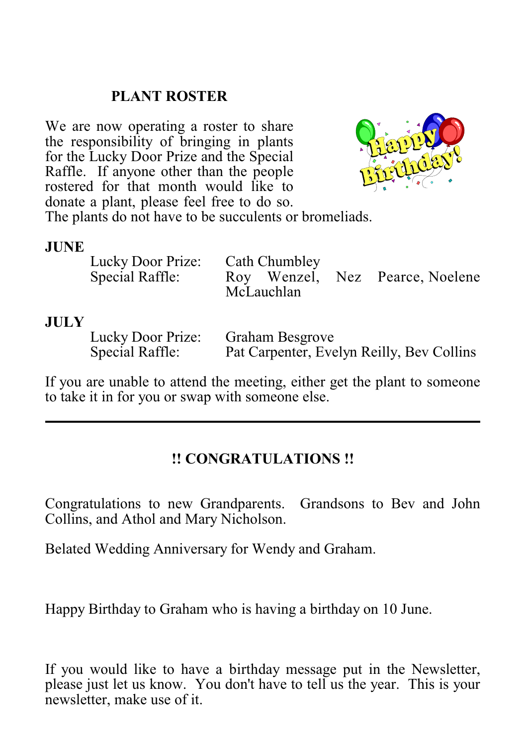## PLANT ROSTER

We are now operating a roster to share the responsibility of bringing in plants for the Lucky Door Prize and the Special Raffle. If anyone other than the people rostered for that month would like to donate a plant, please feel free to do so. The plants do not have to be succulents or bromeliads.

**JUNE**

| | |
|---|---|
| Lucky Door Prize: | Cath Chumbley |
| Special Raffle: | Roy Wenzel, Nez Pearce, Noelene McLauchlan |

**JULY**

| | |
|---|---|
| Lucky Door Prize: | Graham Besgrove |
| Special Raffle: | Pat Carpenter, Evelyn Reilly, Bev Collins |

If you are unable to attend the meeting, either get the plant to someone to take it in for you or swap with someone else.

---

## !! CONGRATULATIONS !!

Congratulations to new Grandparents. Grandsons to Bev and John Collins, and Athol and Mary Nicholson.

Belated Wedding Anniversary for Wendy and Graham.

Happy Birthday to Graham who is having a birthday on 10 June.

If you would like to have a birthday message put in the Newsletter, please just let us know. You don't have to tell us the year. This is your newsletter, make use of it.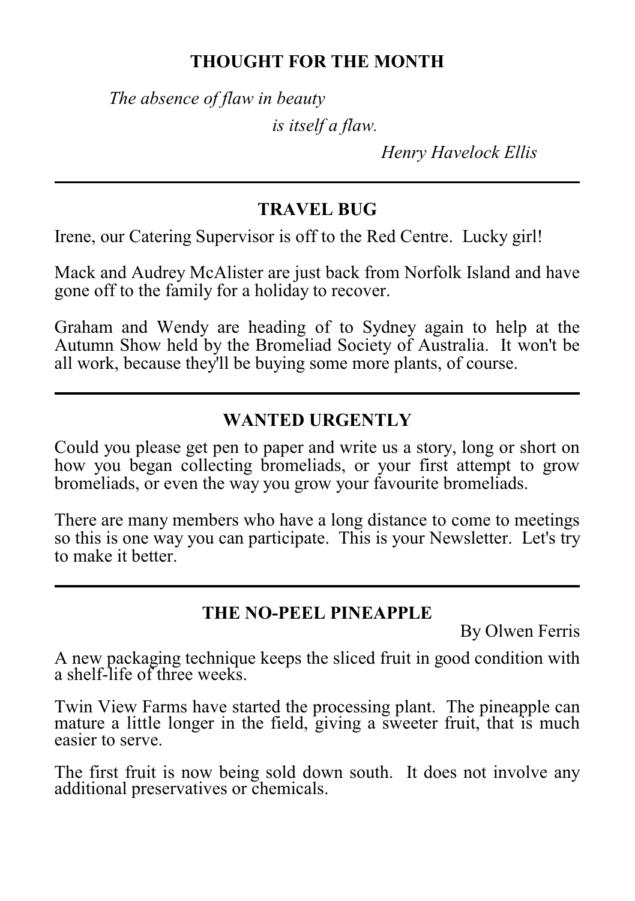## THOUGHT FOR THE MONTH

*The absence of flaw in beauty*

*is itself a flaw.*

*Henry Havelock Ellis*

---

## TRAVEL BUG

Irene, our Catering Supervisor is off to the Red Centre. Lucky girl!

Mack and Audrey McAlister are just back from Norfolk Island and have gone off to the family for a holiday to recover.

Graham and Wendy are heading of to Sydney again to help at the Autumn Show held by the Bromeliad Society of Australia. It won't be all work, because they'll be buying some more plants, of course.

---

## WANTED URGENTLY

Could you please get pen to paper and write us a story, long or short on how you began collecting bromeliads, or your first attempt to grow bromeliads, or even the way you grow your favourite bromeliads.

There are many members who have a long distance to come to meetings so this is one way you can participate. This is your Newsletter. Let's try to make it better.

---

## THE NO-PEEL PINEAPPLE

By Olwen Ferris

A new packaging technique keeps the sliced fruit in good condition with a shelf-life of three weeks.

Twin View Farms have started the processing plant. The pineapple can mature a little longer in the field, giving a sweeter fruit, that is much easier to serve.

The first fruit is now being sold down south. It does not involve any additional preservatives or chemicals.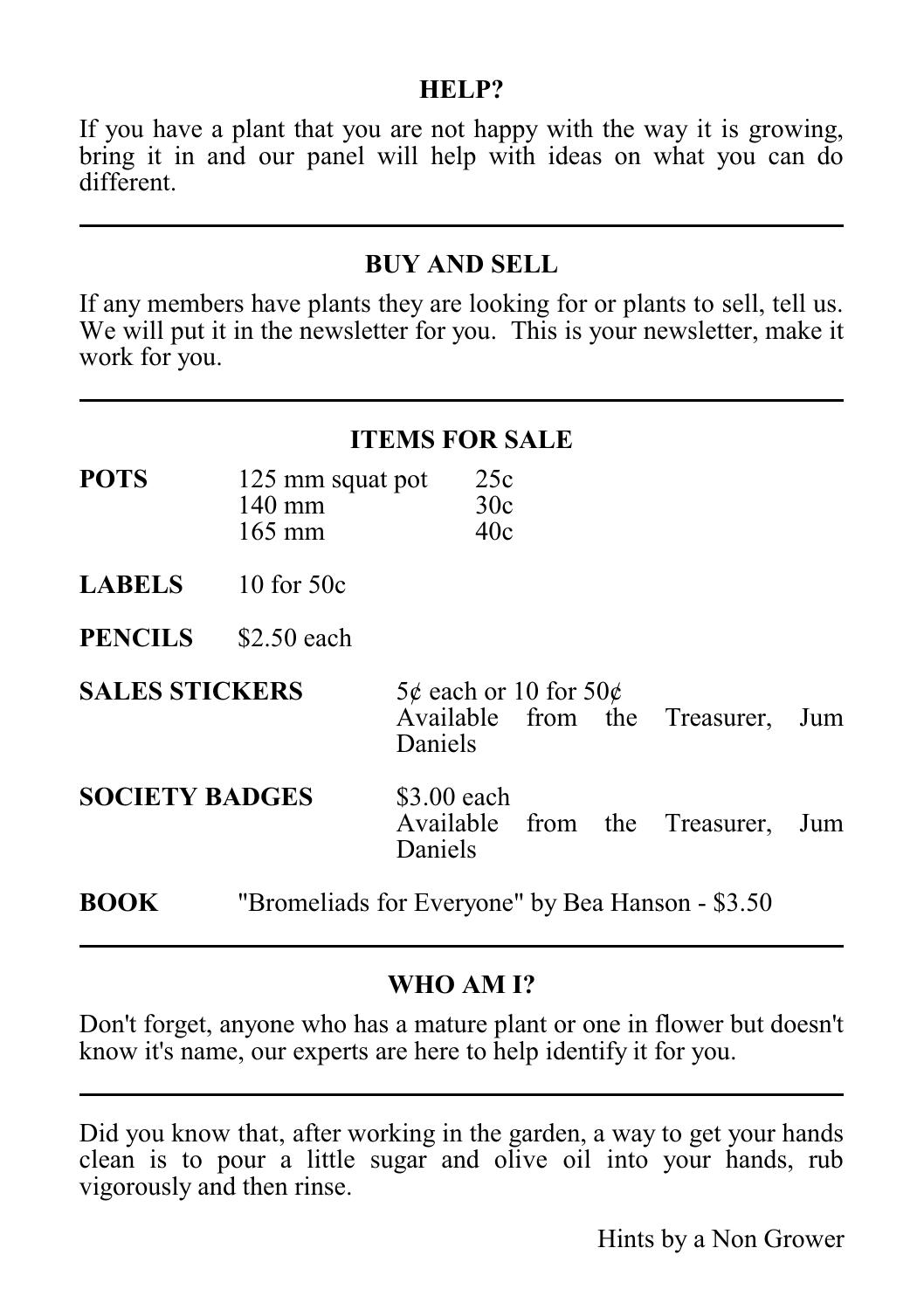## HELP?

If you have a plant that you are not happy with the way it is growing, bring it in and our panel will help with ideas on what you can do different.

---

## BUY AND SELL

If any members have plants they are looking for or plants to sell, tell us. We will put it in the newsletter for you. This is your newsletter, make it work for you.

---

## ITEMS FOR SALE

| | | |
|---|---|---|
| **POTS** | 125 mm squat pot | 25c |
| | 140 mm | 30c |
| | 165 mm | 40c |
| **LABELS** | 10 for 50c | |
| **PENCILS** | $2.50 each | |
| **SALES STICKERS** | | 5¢ each or 10 for 50¢<br>Available from the Treasurer, Jum Daniels |
| **SOCIETY BADGES** | | $3.00 each<br>Available from the Treasurer, Jum Daniels |
| **BOOK** | "Bromeliads for Everyone" by Bea Hanson - $3.50 | |

---

## WHO AM I?

Don't forget, anyone who has a mature plant or one in flower but doesn't know it's name, our experts are here to help identify it for you.

---

Did you know that, after working in the garden, a way to get your hands clean is to pour a little sugar and olive oil into your hands, rub vigorously and then rinse.

Hints by a Non Grower